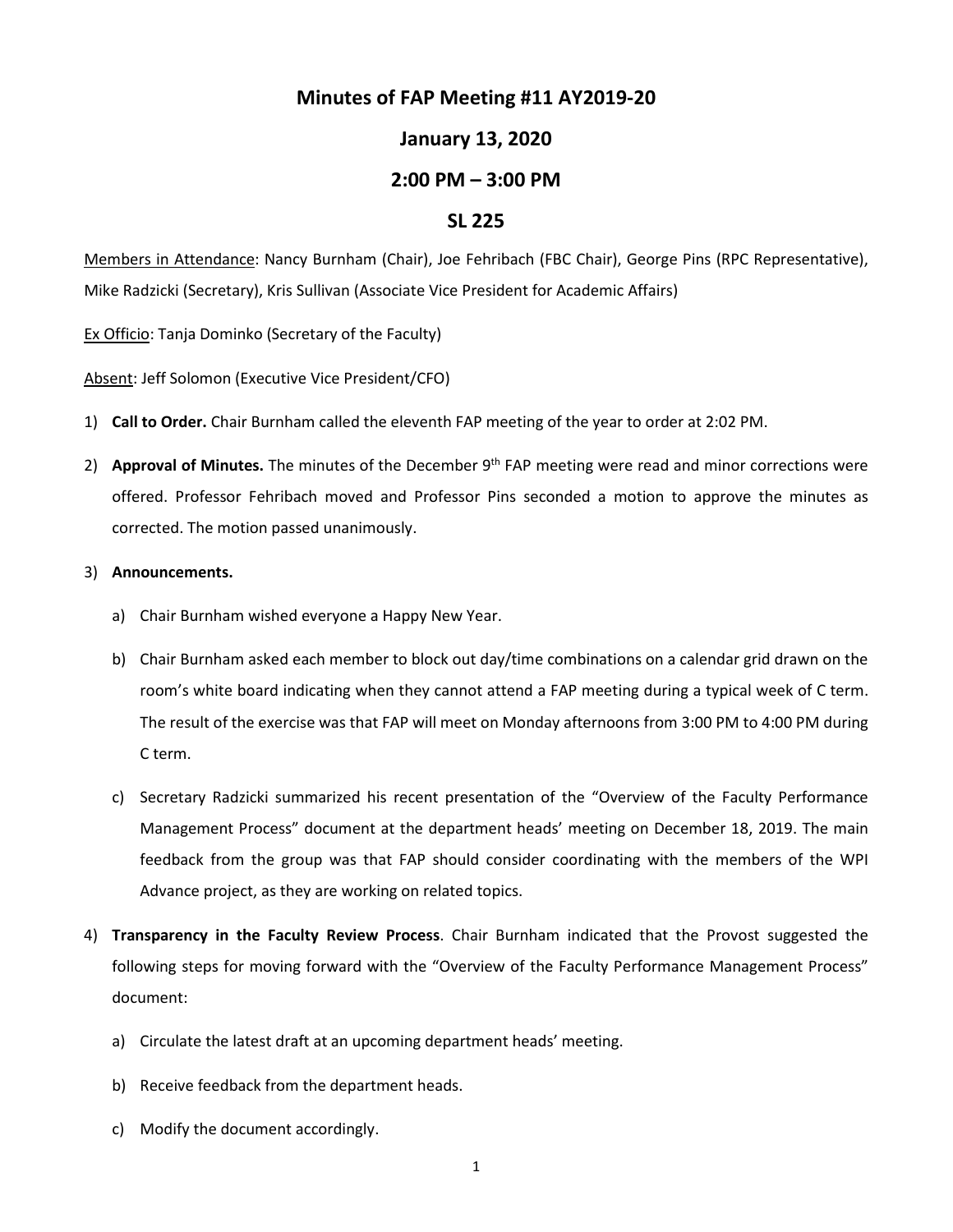# Minutes of FAP Meeting #11 AY2019-20

## January 13, 2020

## 2:00 PM – 3:00 PM

## SL 225

Members in Attendance: Nancy Burnham (Chair), Joe Fehribach (FBC Chair), George Pins (RPC Representative), Mike Radzicki (Secretary), Kris Sullivan (Associate Vice President for Academic Affairs)

Ex Officio: Tanja Dominko (Secretary of the Faculty)

Absent: Jeff Solomon (Executive Vice President/CFO)

1) **Call to Order.** Chair Burnham called the eleventh FAP meeting of the year to order at 2:02 PM.

2) **Approval of Minutes.** The minutes of the December 9th FAP meeting were read and minor corrections were offered. Professor Fehribach moved and Professor Pins seconded a motion to approve the minutes as corrected. The motion passed unanimously.

3) **Announcements.**

   a) Chair Burnham wished everyone a Happy New Year.

   b) Chair Burnham asked each member to block out day/time combinations on a calendar grid drawn on the room's white board indicating when they cannot attend a FAP meeting during a typical week of C term. The result of the exercise was that FAP will meet on Monday afternoons from 3:00 PM to 4:00 PM during C term.

   c) Secretary Radzicki summarized his recent presentation of the "Overview of the Faculty Performance Management Process" document at the department heads' meeting on December 18, 2019. The main feedback from the group was that FAP should consider coordinating with the members of the WPI Advance project, as they are working on related topics.

4) **Transparency in the Faculty Review Process**. Chair Burnham indicated that the Provost suggested the following steps for moving forward with the "Overview of the Faculty Performance Management Process" document:

   a) Circulate the latest draft at an upcoming department heads' meeting.

   b) Receive feedback from the department heads.

   c) Modify the document accordingly.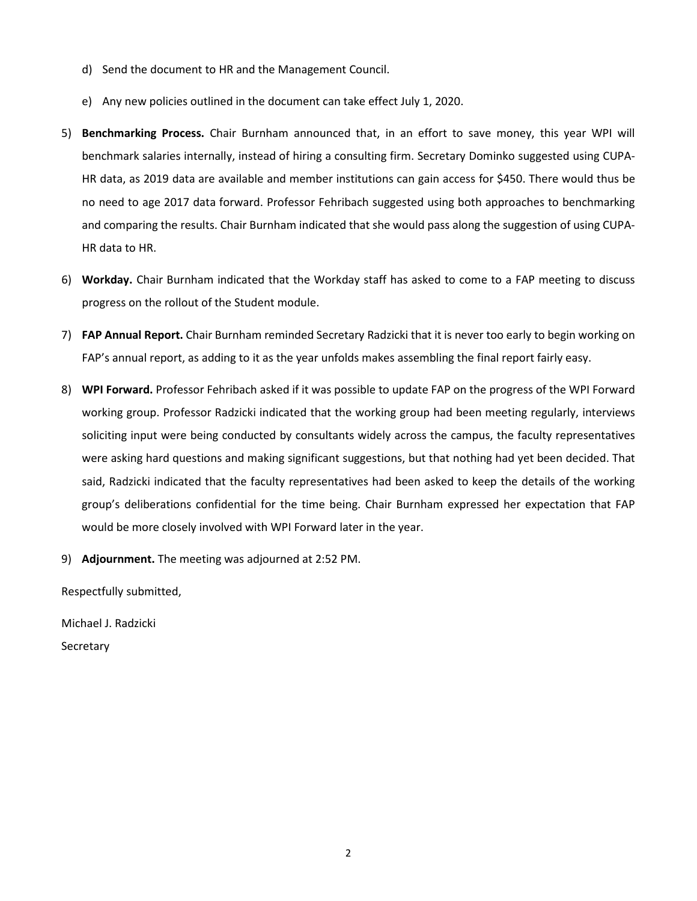d) Send the document to HR and the Management Council.

e) Any new policies outlined in the document can take effect July 1, 2020.

5) **Benchmarking Process.** Chair Burnham announced that, in an effort to save money, this year WPI will benchmark salaries internally, instead of hiring a consulting firm. Secretary Dominko suggested using CUPA-HR data, as 2019 data are available and member institutions can gain access for $450. There would thus be no need to age 2017 data forward. Professor Fehribach suggested using both approaches to benchmarking and comparing the results. Chair Burnham indicated that she would pass along the suggestion of using CUPA-HR data to HR.

6) **Workday.** Chair Burnham indicated that the Workday staff has asked to come to a FAP meeting to discuss progress on the rollout of the Student module.

7) **FAP Annual Report.** Chair Burnham reminded Secretary Radzicki that it is never too early to begin working on FAP's annual report, as adding to it as the year unfolds makes assembling the final report fairly easy.

8) **WPI Forward.** Professor Fehribach asked if it was possible to update FAP on the progress of the WPI Forward working group. Professor Radzicki indicated that the working group had been meeting regularly, interviews soliciting input were being conducted by consultants widely across the campus, the faculty representatives were asking hard questions and making significant suggestions, but that nothing had yet been decided. That said, Radzicki indicated that the faculty representatives had been asked to keep the details of the working group's deliberations confidential for the time being. Chair Burnham expressed her expectation that FAP would be more closely involved with WPI Forward later in the year.

9) **Adjournment.** The meeting was adjourned at 2:52 PM.

Respectfully submitted,

Michael J. Radzicki

Secretary